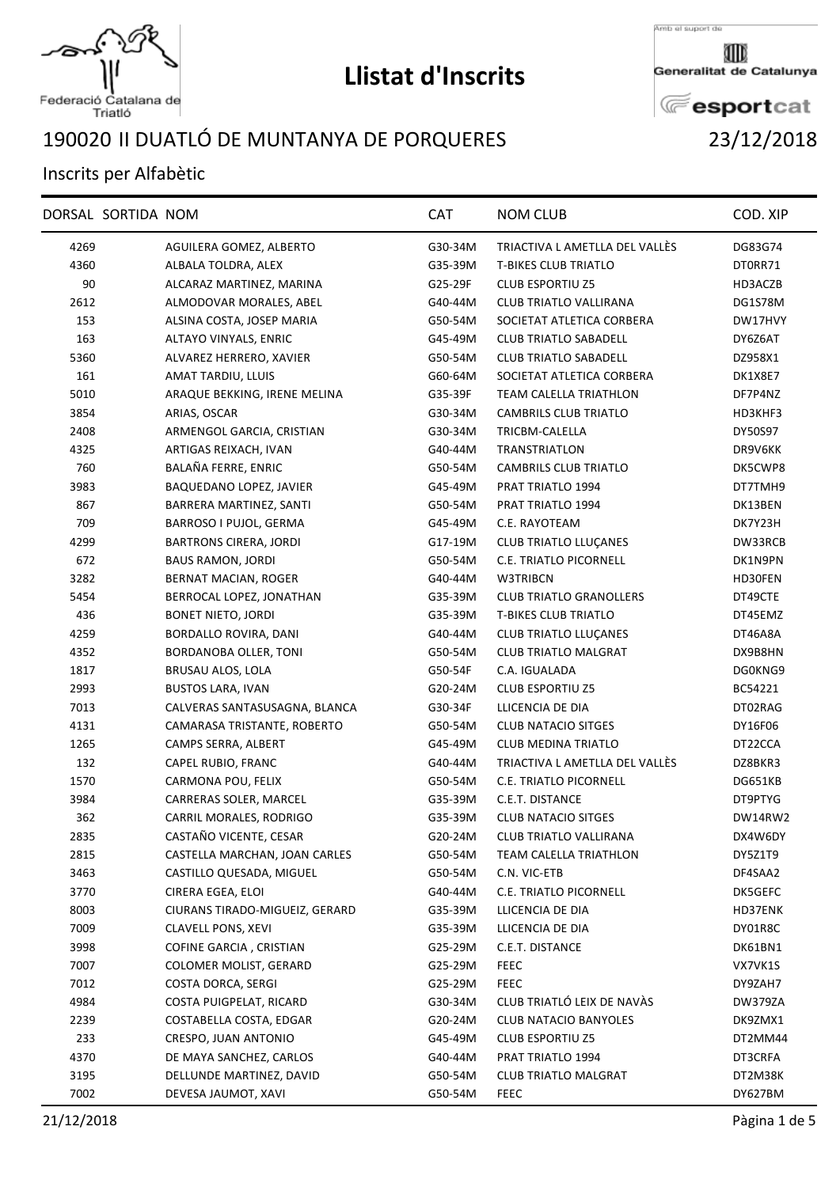# Llistat d'Inscrits

Federació Catalana de Triatló

Amb el suport de Generalitat de Catalunya esportcat

## 190020 II DUATLÓ DE MUNTANYA DE PORQUERES 23/12/2018

Inscrits per Alfabètic

| DORSAL | SORTIDA | NOM | CAT | NOM CLUB | COD. XIP |
|---|---|---|---|---|---|
| 4269 | | AGUILERA GOMEZ, ALBERTO | G30-34M | TRIACTIVA L AMETLLA DEL VALLÈS | DG83G74 |
| 4360 | | ALBALA TOLDRA, ALEX | G35-39M | T-BIKES CLUB TRIATLO | DT0RR71 |
| 90 | | ALCARAZ MARTINEZ, MARINA | G25-29F | CLUB ESPORTIU Z5 | HD3ACZB |
| 2612 | | ALMODOVAR MORALES, ABEL | G40-44M | CLUB TRIATLO VALLIRANA | DG1S78M |
| 153 | | ALSINA COSTA, JOSEP MARIA | G50-54M | SOCIETAT ATLETICA CORBERA | DW17HVY |
| 163 | | ALTAYO VINYALS, ENRIC | G45-49M | CLUB TRIATLO SABADELL | DY6Z6AT |
| 5360 | | ALVAREZ HERRERO, XAVIER | G50-54M | CLUB TRIATLO SABADELL | DZ958X1 |
| 161 | | AMAT TARDIU, LLUIS | G60-64M | SOCIETAT ATLETICA CORBERA | DK1X8E7 |
| 5010 | | ARAQUE BEKKING, IRENE MELINA | G35-39F | TEAM CALELLA TRIATHLON | DF7P4NZ |
| 3854 | | ARIAS, OSCAR | G30-34M | CAMBRILS CLUB TRIATLO | HD3KHF3 |
| 2408 | | ARMENGOL GARCIA, CRISTIAN | G30-34M | TRICBM-CALELLA | DY50S97 |
| 4325 | | ARTIGAS REIXACH, IVAN | G40-44M | TRANSTRIATLON | DR9V6KK |
| 760 | | BALAÑA FERRE, ENRIC | G50-54M | CAMBRILS CLUB TRIATLO | DK5CWP8 |
| 3983 | | BAQUEDANO LOPEZ, JAVIER | G45-49M | PRAT TRIATLO 1994 | DT7TMH9 |
| 867 | | BARRERA MARTINEZ, SANTI | G50-54M | PRAT TRIATLO 1994 | DK13BEN |
| 709 | | BARROSO I PUJOL, GERMA | G45-49M | C.E. RAYOTEAM | DK7Y23H |
| 4299 | | BARTRONS CIRERA, JORDI | G17-19M | CLUB TRIATLO LLUÇANES | DW33RCB |
| 672 | | BAUS RAMON, JORDI | G50-54M | C.E. TRIATLO PICORNELL | DK1N9PN |
| 3282 | | BERNAT MACIAN, ROGER | G40-44M | W3TRIBCN | HD30FEN |
| 5454 | | BERROCAL LOPEZ, JONATHAN | G35-39M | CLUB TRIATLO GRANOLLERS | DT49CTE |
| 436 | | BONET NIETO, JORDI | G35-39M | T-BIKES CLUB TRIATLO | DT45EMZ |
| 4259 | | BORDALLO ROVIRA, DANI | G40-44M | CLUB TRIATLO LLUÇANES | DT46A8A |
| 4352 | | BORDANOBA OLLER, TONI | G50-54M | CLUB TRIATLO MALGRAT | DX9B8HN |
| 1817 | | BRUSAU ALOS, LOLA | G50-54F | C.A. IGUALADA | DG0KNG9 |
| 2993 | | BUSTOS LARA, IVAN | G20-24M | CLUB ESPORTIU Z5 | BC54221 |
| 7013 | | CALVERAS SANTASUSAGNA, BLANCA | G30-34F | LLICENCIA DE DIA | DT02RAG |
| 4131 | | CAMARASA TRISTANTE, ROBERTO | G50-54M | CLUB NATACIO SITGES | DY16F06 |
| 1265 | | CAMPS SERRA, ALBERT | G45-49M | CLUB MEDINA TRIATLO | DT22CCA |
| 132 | | CAPEL RUBIO, FRANC | G40-44M | TRIACTIVA L AMETLLA DEL VALLÈS | DZ8BKR3 |
| 1570 | | CARMONA POU, FELIX | G50-54M | C.E. TRIATLO PICORNELL | DG651KB |
| 3984 | | CARRERAS SOLER, MARCEL | G35-39M | C.E.T. DISTANCE | DT9PTYG |
| 362 | | CARRIL MORALES, RODRIGO | G35-39M | CLUB NATACIO SITGES | DW14RW2 |
| 2835 | | CASTAÑO VICENTE, CESAR | G20-24M | CLUB TRIATLO VALLIRANA | DX4W6DY |
| 2815 | | CASTELLA MARCHAN, JOAN CARLES | G50-54M | TEAM CALELLA TRIATHLON | DY5Z1T9 |
| 3463 | | CASTILLO QUESADA, MIGUEL | G50-54M | C.N. VIC-ETB | DF4SAA2 |
| 3770 | | CIRERA EGEA, ELOI | G40-44M | C.E. TRIATLO PICORNELL | DK5GEFC |
| 8003 | | CIURANS TIRADO-MIGUEIZ, GERARD | G35-39M | LLICENCIA DE DIA | HD37ENK |
| 7009 | | CLAVELL PONS, XEVI | G35-39M | LLICENCIA DE DIA | DY01R8C |
| 3998 | | COFINE GARCIA , CRISTIAN | G25-29M | C.E.T. DISTANCE | DK61BN1 |
| 7007 | | COLOMER MOLIST, GERARD | G25-29M | FEEC | VX7VK1S |
| 7012 | | COSTA DORCA, SERGI | G25-29M | FEEC | DY9ZAH7 |
| 4984 | | COSTA PUIGPELAT, RICARD | G30-34M | CLUB TRIATLÓ LEIX DE NAVÀS | DW379ZA |
| 2239 | | COSTABELLA COSTA, EDGAR | G20-24M | CLUB NATACIO BANYOLES | DK9ZMX1 |
| 233 | | CRESPO, JUAN ANTONIO | G45-49M | CLUB ESPORTIU Z5 | DT2MM44 |
| 4370 | | DE MAYA SANCHEZ, CARLOS | G40-44M | PRAT TRIATLO 1994 | DT3CRFA |
| 3195 | | DELLUNDE MARTINEZ, DAVID | G50-54M | CLUB TRIATLO MALGRAT | DT2M38K |
| 7002 | | DEVESA JAUMOT, XAVI | G50-54M | FEEC | DY627BM |

21/12/2018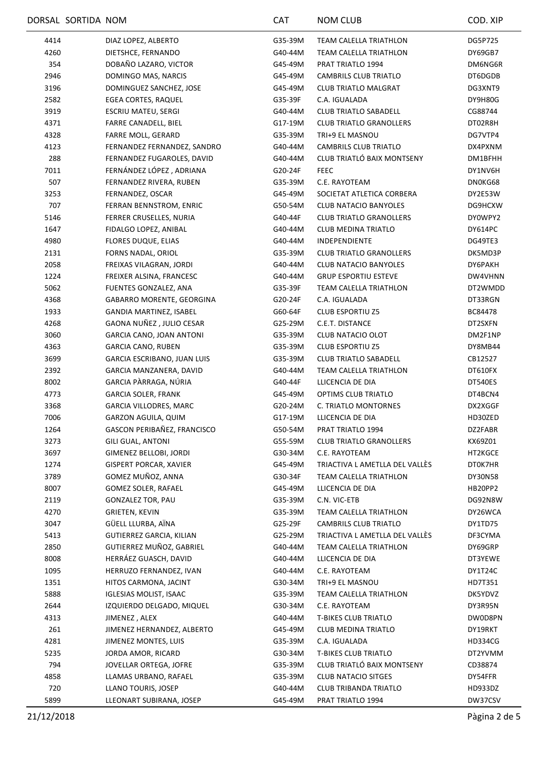| DORSAL | SORTIDA | NOM | CAT | NOM CLUB | COD. XIP |
|---|---|---|---|---|---|
| 4414 | | DIAZ LOPEZ, ALBERTO | G35-39M | TEAM CALELLA TRIATHLON | DG5P725 |
| 4260 | | DIETSHCE, FERNANDO | G40-44M | TEAM CALELLA TRIATHLON | DY69GB7 |
| 354 | | DOBAÑO LAZARO, VICTOR | G45-49M | PRAT TRIATLO 1994 | DM6NG6R |
| 2946 | | DOMINGO MAS, NARCIS | G45-49M | CAMBRILS CLUB TRIATLO | DT6DGDB |
| 3196 | | DOMINGUEZ SANCHEZ, JOSE | G45-49M | CLUB TRIATLO MALGRAT | DG3XNT9 |
| 2582 | | EGEA CORTES, RAQUEL | G35-39F | C.A. IGUALADA | DY9H80G |
| 3919 | | ESCRIU MATEU, SERGI | G40-44M | CLUB TRIATLO SABADELL | CG88744 |
| 4371 | | FARRE CANADELL, BIEL | G17-19M | CLUB TRIATLO GRANOLLERS | DT02R8H |
| 4328 | | FARRE MOLL, GERARD | G35-39M | TRI+9 EL MASNOU | DG7VTP4 |
| 4123 | | FERNANDEZ FERNANDEZ, SANDRO | G40-44M | CAMBRILS CLUB TRIATLO | DX4PXNM |
| 288 | | FERNANDEZ FUGAROLES, DAVID | G40-44M | CLUB TRIATLÓ BAIX MONTSENY | DM1BFHH |
| 7011 | | FERNÁNDEZ LÓPEZ , ADRIANA | G20-24F | FEEC | DY1NV6H |
| 507 | | FERNANDEZ RIVERA, RUBEN | G35-39M | C.E. RAYOTEAM | DN0KG68 |
| 3253 | | FERNANDEZ, OSCAR | G45-49M | SOCIETAT ATLETICA CORBERA | DY2E53W |
| 707 | | FERRAN BENNSTROM, ENRIC | G50-54M | CLUB NATACIO BANYOLES | DG9HCXW |
| 5146 | | FERRER CRUSELLES, NURIA | G40-44F | CLUB TRIATLO GRANOLLERS | DY0WPY2 |
| 1647 | | FIDALGO LOPEZ, ANIBAL | G40-44M | CLUB MEDINA TRIATLO | DY614PC |
| 4980 | | FLORES DUQUE, ELIAS | G40-44M | INDEPENDIENTE | DG49TE3 |
| 2131 | | FORNS NADAL, ORIOL | G35-39M | CLUB TRIATLO GRANOLLERS | DK5MD3P |
| 2058 | | FREIXAS VILAGRAN, JORDI | G40-44M | CLUB NATACIO BANYOLES | DY6PAKH |
| 1224 | | FREIXER ALSINA, FRANCESC | G40-44M | GRUP ESPORTIU ESTEVE | DW4VHNN |
| 5062 | | FUENTES GONZALEZ, ANA | G35-39F | TEAM CALELLA TRIATHLON | DT2WMDD |
| 4368 | | GABARRO MORENTE, GEORGINA | G20-24F | C.A. IGUALADA | DT33RGN |
| 1933 | | GANDIA MARTINEZ, ISABEL | G60-64F | CLUB ESPORTIU Z5 | BC84478 |
| 4268 | | GAONA NUÑEZ , JULIO CESAR | G25-29M | C.E.T. DISTANCE | DT2SXFN |
| 3060 | | GARCIA CANO, JOAN ANTONI | G35-39M | CLUB NATACIO OLOT | DM2F1NP |
| 4363 | | GARCIA CANO, RUBEN | G35-39M | CLUB ESPORTIU Z5 | DY8MB44 |
| 3699 | | GARCIA ESCRIBANO, JUAN LUIS | G35-39M | CLUB TRIATLO SABADELL | CB12527 |
| 2392 | | GARCIA MANZANERA, DAVID | G40-44M | TEAM CALELLA TRIATHLON | DT610FX |
| 8002 | | GARCIA PÀRRAGA, NÚRIA | G40-44F | LLICENCIA DE DIA | DT540ES |
| 4773 | | GARCIA SOLER, FRANK | G45-49M | OPTIMS CLUB TRIATLO | DT4BCN4 |
| 3368 | | GARCIA VILLODRES, MARC | G20-24M | C. TRIATLO MONTORNES | DX2XGGF |
| 7006 | | GARZON AGUILA, QUIM | G17-19M | LLICENCIA DE DIA | HD30ZED |
| 1264 | | GASCON PERIBAÑEZ, FRANCISCO | G50-54M | PRAT TRIATLO 1994 | DZ2FABR |
| 3273 | | GILI GUAL, ANTONI | G55-59M | CLUB TRIATLO GRANOLLERS | KX69Z01 |
| 3697 | | GIMENEZ BELLOBI, JORDI | G30-34M | C.E. RAYOTEAM | HT2KGCE |
| 1274 | | GISPERT PORCAR, XAVIER | G45-49M | TRIACTIVA L AMETLLA DEL VALLÈS | DT0K7HR |
| 3789 | | GOMEZ MUÑOZ, ANNA | G30-34F | TEAM CALELLA TRIATHLON | DY30N58 |
| 8007 | | GOMEZ SOLER, RAFAEL | G45-49M | LLICENCIA DE DIA | HB20PP2 |
| 2119 | | GONZALEZ TOR, PAU | G35-39M | C.N. VIC-ETB | DG92N8W |
| 4270 | | GRIETEN, KEVIN | G35-39M | TEAM CALELLA TRIATHLON | DY26WCA |
| 3047 | | GÜELL LLURBA, AÏNA | G25-29F | CAMBRILS CLUB TRIATLO | DY1TD75 |
| 5413 | | GUTIERREZ GARCIA, KILIAN | G25-29M | TRIACTIVA L AMETLLA DEL VALLÈS | DF3CYMA |
| 2850 | | GUTIERREZ MUÑOZ, GABRIEL | G40-44M | TEAM CALELLA TRIATHLON | DY69GRP |
| 8008 | | HERRÁEZ GUASCH, DAVID | G40-44M | LLICENCIA DE DIA | DT3YEWE |
| 1095 | | HERRUZO FERNANDEZ, IVAN | G40-44M | C.E. RAYOTEAM | DY1T24C |
| 1351 | | HITOS CARMONA, JACINT | G30-34M | TRI+9 EL MASNOU | HD7T351 |
| 5888 | | IGLESIAS MOLIST, ISAAC | G35-39M | TEAM CALELLA TRIATHLON | DK5YDVZ |
| 2644 | | IZQUIERDO DELGADO, MIQUEL | G30-34M | C.E. RAYOTEAM | DY3R95N |
| 4313 | | JIMENEZ , ALEX | G40-44M | T-BIKES CLUB TRIATLO | DW0D8PN |
| 261 | | JIMENEZ HERNANDEZ, ALBERTO | G45-49M | CLUB MEDINA TRIATLO | DY19RKT |
| 4281 | | JIMENEZ MONTES, LUIS | G35-39M | C.A. IGUALADA | HD334CG |
| 5235 | | JORDA AMOR, RICARD | G30-34M | T-BIKES CLUB TRIATLO | DT2YVMM |
| 794 | | JOVELLAR ORTEGA, JOFRE | G35-39M | CLUB TRIATLÓ BAIX MONTSENY | CD38874 |
| 4858 | | LLAMAS URBANO, RAFAEL | G35-39M | CLUB NATACIO SITGES | DY54FFR |
| 720 | | LLANO TOURIS, JOSEP | G40-44M | CLUB TRIBANDA TRIATLO | HD933DZ |
| 5899 | | LLEONART SUBIRANA, JOSEP | G45-49M | PRAT TRIATLO 1994 | DW37CSV |

21/12/2018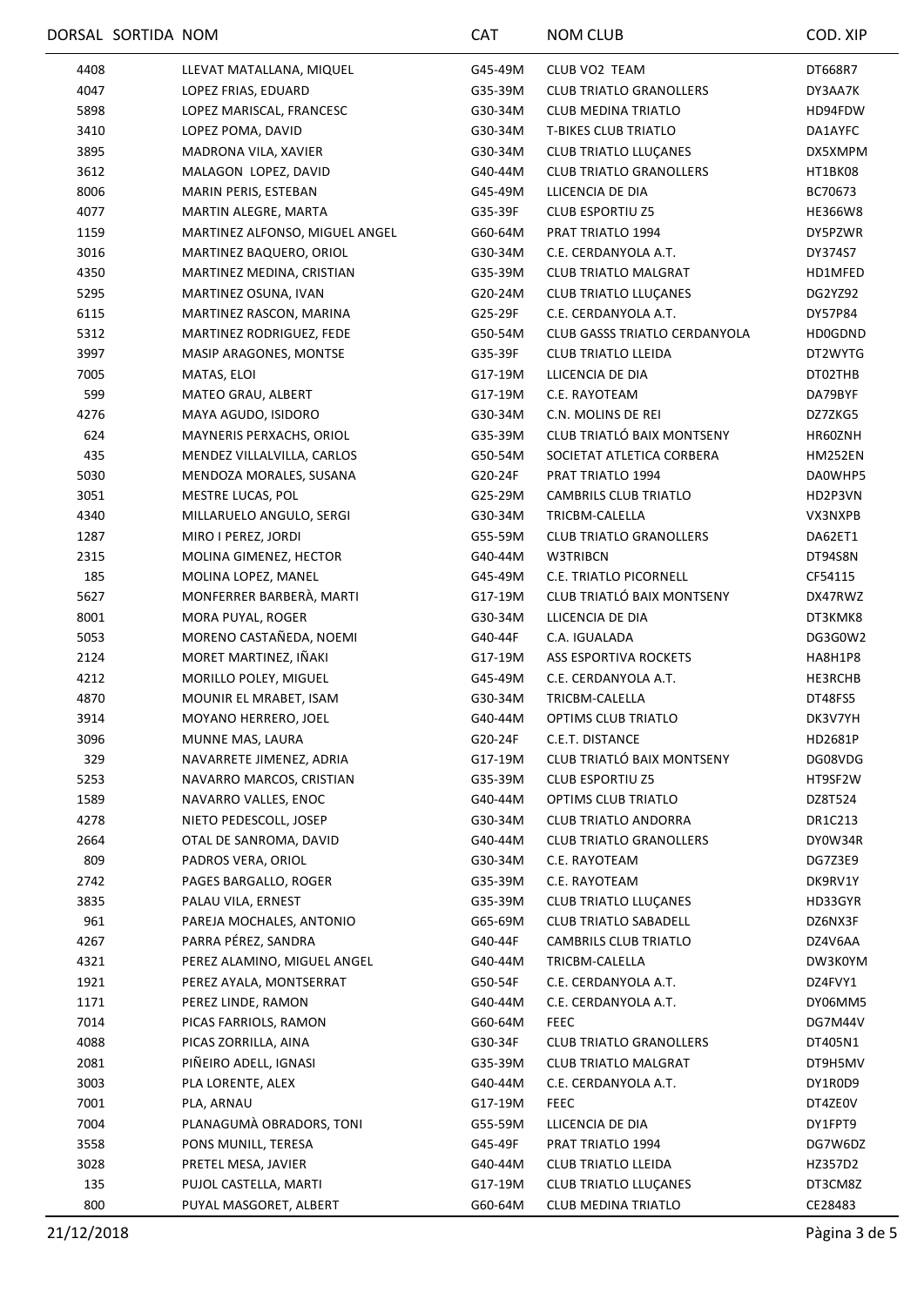| DORSAL | SORTIDA | NOM | CAT | NOM CLUB | COD. XIP |
|---|---|---|---|---|---|
| 4408 | | LLEVAT MATALLANA, MIQUEL | G45-49M | CLUB VO2 TEAM | DT668R7 |
| 4047 | | LOPEZ FRIAS, EDUARD | G35-39M | CLUB TRIATLO GRANOLLERS | DY3AA7K |
| 5898 | | LOPEZ MARISCAL, FRANCESC | G30-34M | CLUB MEDINA TRIATLO | HD94FDW |
| 3410 | | LOPEZ POMA, DAVID | G30-34M | T-BIKES CLUB TRIATLO | DA1AYFC |
| 3895 | | MADRONA VILA, XAVIER | G30-34M | CLUB TRIATLO LLUÇANES | DX5XMPM |
| 3612 | | MALAGON LOPEZ, DAVID | G40-44M | CLUB TRIATLO GRANOLLERS | HT1BK08 |
| 8006 | | MARIN PERIS, ESTEBAN | G45-49M | LLICENCIA DE DIA | BC70673 |
| 4077 | | MARTIN ALEGRE, MARTA | G35-39F | CLUB ESPORTIU Z5 | HE366W8 |
| 1159 | | MARTINEZ ALFONSO, MIGUEL ANGEL | G60-64M | PRAT TRIATLO 1994 | DY5PZWR |
| 3016 | | MARTINEZ BAQUERO, ORIOL | G30-34M | C.E. CERDANYOLA A.T. | DY374S7 |
| 4350 | | MARTINEZ MEDINA, CRISTIAN | G35-39M | CLUB TRIATLO MALGRAT | HD1MFED |
| 5295 | | MARTINEZ OSUNA, IVAN | G20-24M | CLUB TRIATLO LLUÇANES | DG2YZ92 |
| 6115 | | MARTINEZ RASCON, MARINA | G25-29F | C.E. CERDANYOLA A.T. | DY57P84 |
| 5312 | | MARTINEZ RODRIGUEZ, FEDE | G50-54M | CLUB GASSS TRIATLO CERDANYOLA | HD0GDND |
| 3997 | | MASIP ARAGONES, MONTSE | G35-39F | CLUB TRIATLO LLEIDA | DT2WYTG |
| 7005 | | MATAS, ELOI | G17-19M | LLICENCIA DE DIA | DT02THB |
| 599 | | MATEO GRAU, ALBERT | G17-19M | C.E. RAYOTEAM | DA79BYF |
| 4276 | | MAYA AGUDO, ISIDORO | G30-34M | C.N. MOLINS DE REI | DZ7ZKG5 |
| 624 | | MAYNERIS PERXACHS, ORIOL | G35-39M | CLUB TRIATLÓ BAIX MONTSENY | HR60ZNH |
| 435 | | MENDEZ VILLALVILLA, CARLOS | G50-54M | SOCIETAT ATLETICA CORBERA | HM252EN |
| 5030 | | MENDOZA MORALES, SUSANA | G20-24F | PRAT TRIATLO 1994 | DA0WHP5 |
| 3051 | | MESTRE LUCAS, POL | G25-29M | CAMBRILS CLUB TRIATLO | HD2P3VN |
| 4340 | | MILLARUELO ANGULO, SERGI | G30-34M | TRICBM-CALELLA | VX3NXPB |
| 1287 | | MIRO I PEREZ, JORDI | G55-59M | CLUB TRIATLO GRANOLLERS | DA62ET1 |
| 2315 | | MOLINA GIMENEZ, HECTOR | G40-44M | W3TRIBCN | DT94S8N |
| 185 | | MOLINA LOPEZ, MANEL | G45-49M | C.E. TRIATLO PICORNELL | CF54115 |
| 5627 | | MONFERRER BARBERÀ, MARTI | G17-19M | CLUB TRIATLÓ BAIX MONTSENY | DX47RWZ |
| 8001 | | MORA PUYAL, ROGER | G30-34M | LLICENCIA DE DIA | DT3KMK8 |
| 5053 | | MORENO CASTAÑEDA, NOEMI | G40-44F | C.A. IGUALADA | DG3G0W2 |
| 2124 | | MORET MARTINEZ, IÑAKI | G17-19M | ASS ESPORTIVA ROCKETS | HA8H1P8 |
| 4212 | | MORILLO POLEY, MIGUEL | G45-49M | C.E. CERDANYOLA A.T. | HE3RCHB |
| 4870 | | MOUNIR EL MRABET, ISAM | G30-34M | TRICBM-CALELLA | DT48FS5 |
| 3914 | | MOYANO HERRERO, JOEL | G40-44M | OPTIMS CLUB TRIATLO | DK3V7YH |
| 3096 | | MUNNE MAS, LAURA | G20-24F | C.E.T. DISTANCE | HD2681P |
| 329 | | NAVARRETE JIMENEZ, ADRIA | G17-19M | CLUB TRIATLÓ BAIX MONTSENY | DG08VDG |
| 5253 | | NAVARRO MARCOS, CRISTIAN | G35-39M | CLUB ESPORTIU Z5 | HT9SF2W |
| 1589 | | NAVARRO VALLES, ENOC | G40-44M | OPTIMS CLUB TRIATLO | DZ8T524 |
| 4278 | | NIETO PEDESCOLL, JOSEP | G30-34M | CLUB TRIATLO ANDORRA | DR1C213 |
| 2664 | | OTAL DE SANROMA, DAVID | G40-44M | CLUB TRIATLO GRANOLLERS | DY0W34R |
| 809 | | PADROS VERA, ORIOL | G30-34M | C.E. RAYOTEAM | DG7Z3E9 |
| 2742 | | PAGES BARGALLO, ROGER | G35-39M | C.E. RAYOTEAM | DK9RV1Y |
| 3835 | | PALAU VILA, ERNEST | G35-39M | CLUB TRIATLO LLUÇANES | HD33GYR |
| 961 | | PAREJA MOCHALES, ANTONIO | G65-69M | CLUB TRIATLO SABADELL | DZ6NX3F |
| 4267 | | PARRA PÉREZ, SANDRA | G40-44F | CAMBRILS CLUB TRIATLO | DZ4V6AA |
| 4321 | | PEREZ ALAMINO, MIGUEL ANGEL | G40-44M | TRICBM-CALELLA | DW3K0YM |
| 1921 | | PEREZ AYALA, MONTSERRAT | G50-54F | C.E. CERDANYOLA A.T. | DZ4FVY1 |
| 1171 | | PEREZ LINDE, RAMON | G40-44M | C.E. CERDANYOLA A.T. | DY06MM5 |
| 7014 | | PICAS FARRIOLS, RAMON | G60-64M | FEEC | DG7M44V |
| 4088 | | PICAS ZORRILLA, AINA | G30-34F | CLUB TRIATLO GRANOLLERS | DT405N1 |
| 2081 | | PIÑEIRO ADELL, IGNASI | G35-39M | CLUB TRIATLO MALGRAT | DT9H5MV |
| 3003 | | PLA LORENTE, ALEX | G40-44M | C.E. CERDANYOLA A.T. | DY1R0D9 |
| 7001 | | PLA, ARNAU | G17-19M | FEEC | DT4ZE0V |
| 7004 | | PLANAGUMÀ OBRADORS, TONI | G55-59M | LLICENCIA DE DIA | DY1FPT9 |
| 3558 | | PONS MUNILL, TERESA | G45-49F | PRAT TRIATLO 1994 | DG7W6DZ |
| 3028 | | PRETEL MESA, JAVIER | G40-44M | CLUB TRIATLO LLEIDA | HZ357D2 |
| 135 | | PUJOL CASTELLA, MARTI | G17-19M | CLUB TRIATLO LLUÇANES | DT3CM8Z |
| 800 | | PUYAL MASGORET, ALBERT | G60-64M | CLUB MEDINA TRIATLO | CE28483 |

21/12/2018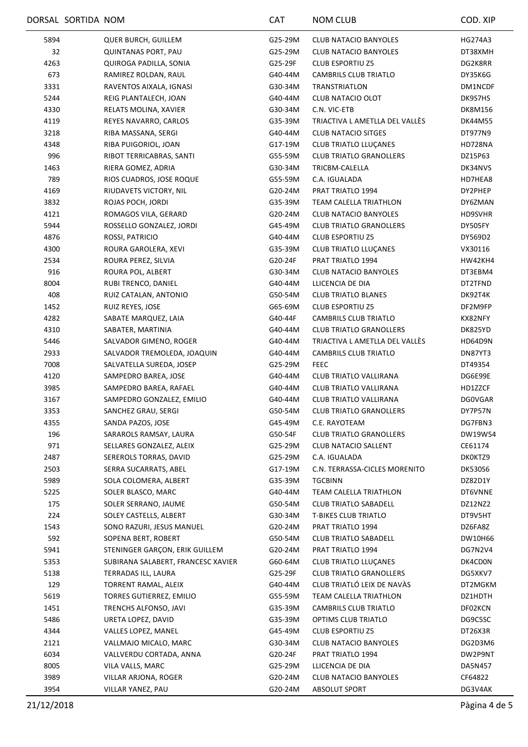| DORSAL | SORTIDA | NOM | CAT | NOM CLUB | COD. XIP |
|---|---|---|---|---|---|
| 5894 | | QUER BURCH, GUILLEM | G25-29M | CLUB NATACIO BANYOLES | HG274A3 |
| 32 | | QUINTANAS PORT, PAU | G25-29M | CLUB NATACIO BANYOLES | DT38XMH |
| 4263 | | QUIROGA PADILLA, SONIA | G25-29F | CLUB ESPORTIU Z5 | DG2K8RR |
| 673 | | RAMIREZ ROLDAN, RAUL | G40-44M | CAMBRILS CLUB TRIATLO | DY35K6G |
| 3331 | | RAVENTOS AIXALA, IGNASI | G30-34M | TRANSTRIATLON | DM1NCDF |
| 5244 | | REIG PLANTALECH, JOAN | G40-44M | CLUB NATACIO OLOT | DK9S7HS |
| 4330 | | RELATS MOLINA, XAVIER | G30-34M | C.N. VIC-ETB | DK8M156 |
| 4119 | | REYES NAVARRO, CARLOS | G35-39M | TRIACTIVA L AMETLLA DEL VALLÈS | DK44M55 |
| 3218 | | RIBA MASSANA, SERGI | G40-44M | CLUB NATACIO SITGES | DT977N9 |
| 4348 | | RIBA PUIGORIOL, JOAN | G17-19M | CLUB TRIATLO LLUÇANES | HD728NA |
| 996 | | RIBOT TERRICABRAS, SANTI | G55-59M | CLUB TRIATLO GRANOLLERS | DZ15P63 |
| 1463 | | RIERA GOMEZ, ADRIA | G30-34M | TRICBM-CALELLA | DK34NVS |
| 789 | | RIOS CUADROS, JOSE ROQUE | G55-59M | C.A. IGUALADA | HD7HEA8 |
| 4169 | | RIUDAVETS VICTORY, NIL | G20-24M | PRAT TRIATLO 1994 | DY2PHEP |
| 3832 | | ROJAS POCH, JORDI | G35-39M | TEAM CALELLA TRIATHLON | DY6ZMAN |
| 4121 | | ROMAGOS VILA, GERARD | G20-24M | CLUB NATACIO BANYOLES | HD9SVHR |
| 5944 | | ROSSELLO GONZALEZ, JORDI | G45-49M | CLUB TRIATLO GRANOLLERS | DY505FY |
| 4876 | | ROSSI, PATRICIO | G40-44M | CLUB ESPORTIU Z5 | DY569D2 |
| 4300 | | ROURA GAROLERA, XEVI | G35-39M | CLUB TRIATLO LLUÇANES | VX30116 |
| 2534 | | ROURA PEREZ, SILVIA | G20-24F | PRAT TRIATLO 1994 | HW42KH4 |
| 916 | | ROURA POL, ALBERT | G30-34M | CLUB NATACIO BANYOLES | DT3EBM4 |
| 8004 | | RUBI TRENCO, DANIEL | G40-44M | LLICENCIA DE DIA | DT2TFND |
| 408 | | RUIZ CATALAN, ANTONIO | G50-54M | CLUB TRIATLO BLANES | DK92T4K |
| 1452 | | RUIZ REYES, JOSE | G65-69M | CLUB ESPORTIU Z5 | DF2M9FP |
| 4282 | | SABATE MARQUEZ, LAIA | G40-44F | CAMBRILS CLUB TRIATLO | KX82NFY |
| 4310 | | SABATER, MARTINIA | G40-44M | CLUB TRIATLO GRANOLLERS | DK825YD |
| 5446 | | SALVADOR GIMENO, ROGER | G40-44M | TRIACTIVA L AMETLLA DEL VALLÈS | HD64D9N |
| 2933 | | SALVADOR TREMOLEDA, JOAQUIN | G40-44M | CAMBRILS CLUB TRIATLO | DN87YT3 |
| 7008 | | SALVATELLA SUREDA, JOSEP | G25-29M | FEEC | DT49354 |
| 4120 | | SAMPEDRO BAREA, JOSE | G40-44M | CLUB TRIATLO VALLIRANA | DG6E99E |
| 3985 | | SAMPEDRO BAREA, RAFAEL | G40-44M | CLUB TRIATLO VALLIRANA | HD1ZZCF |
| 3167 | | SAMPEDRO GONZALEZ, EMILIO | G40-44M | CLUB TRIATLO VALLIRANA | DG0VGAR |
| 3353 | | SANCHEZ GRAU, SERGI | G50-54M | CLUB TRIATLO GRANOLLERS | DY7P57N |
| 4355 | | SANDA PAZOS, JOSE | G45-49M | C.E. RAYOTEAM | DG7FBN3 |
| 196 | | SARAROLS RAMSAY, LAURA | G50-54F | CLUB TRIATLO GRANOLLERS | DW19W54 |
| 971 | | SELLARES GONZALEZ, ALEIX | G25-29M | CLUB NATACIO SALLENT | CE61174 |
| 2487 | | SEREROLS TORRAS, DAVID | G25-29M | C.A. IGUALADA | DK0KTZ9 |
| 2503 | | SERRA SUCARRATS, ABEL | G17-19M | C.N. TERRASSA-CICLES MORENITO | DK530S6 |
| 5989 | | SOLA COLOMERA, ALBERT | G35-39M | TGCBINN | DZ82D1Y |
| 5225 | | SOLER BLASCO, MARC | G40-44M | TEAM CALELLA TRIATHLON | DT6VNNE |
| 175 | | SOLER SERRANO, JAUME | G50-54M | CLUB TRIATLO SABADELL | DZ12NZ2 |
| 224 | | SOLEY CASTELLS, ALBERT | G30-34M | T-BIKES CLUB TRIATLO | DT9V5HT |
| 1543 | | SONO RAZURI, JESUS MANUEL | G20-24M | PRAT TRIATLO 1994 | DZ6FA8Z |
| 592 | | SOPENA BERT, ROBERT | G50-54M | CLUB TRIATLO SABADELL | DW10H66 |
| 5941 | | STENINGER GARÇON, ERIK GUILLEM | G20-24M | PRAT TRIATLO 1994 | DG7N2V4 |
| 5353 | | SUBIRANA SALABERT, FRANCESC XAVIER | G60-64M | CLUB TRIATLO LLUÇANES | DK4CD0N |
| 5138 | | TERRADAS ILL, LAURA | G25-29F | CLUB TRIATLO GRANOLLERS | DG5XKV7 |
| 129 | | TORRENT RAMAL, ALEIX | G40-44M | CLUB TRIATLÓ LEIX DE NAVÀS | DT2MGKM |
| 5619 | | TORRES GUTIERREZ, EMILIO | G55-59M | TEAM CALELLA TRIATHLON | DZ1HDTH |
| 1451 | | TRENCHS ALFONSO, JAVI | G35-39M | CAMBRILS CLUB TRIATLO | DF02KCN |
| 5486 | | URETA LOPEZ, DAVID | G35-39M | OPTIMS CLUB TRIATLO | DG9C5SC |
| 4344 | | VALLES LOPEZ, MANEL | G45-49M | CLUB ESPORTIU Z5 | DT26X3R |
| 2121 | | VALLMAJO MICALO, MARC | G30-34M | CLUB NATACIO BANYOLES | DG2D3M6 |
| 6034 | | VALLVERDU CORTADA, ANNA | G20-24F | PRAT TRIATLO 1994 | DW2P9NT |
| 8005 | | VILA VALLS, MARC | G25-29M | LLICENCIA DE DIA | DA5N457 |
| 3989 | | VILLAR ARJONA, ROGER | G20-24M | CLUB NATACIO BANYOLES | CF64822 |
| 3954 | | VILLAR YANEZ, PAU | G20-24M | ABSOLUT SPORT | DG3V4AK |

21/12/2018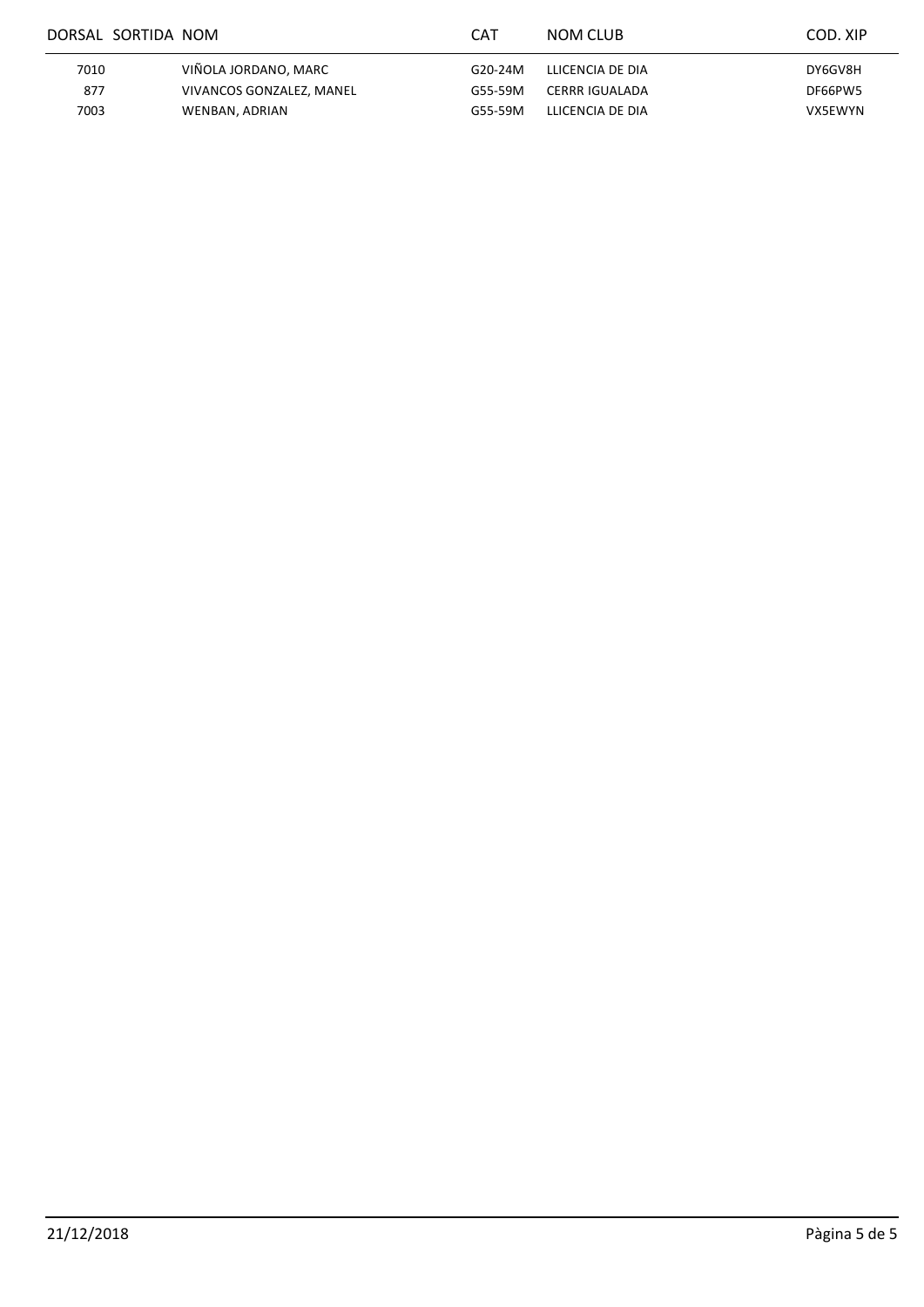| DORSAL | SORTIDA | NOM | CAT | NOM CLUB | COD. XIP |
|---|---|---|---|---|---|
| 7010 | | VIÑOLA JORDANO, MARC | G20-24M | LLICENCIA DE DIA | DY6GV8H |
| 877 | | VIVANCOS GONZALEZ, MANEL | G55-59M | CERRR IGUALADA | DF66PW5 |
| 7003 | | WENBAN, ADRIAN | G55-59M | LLICENCIA DE DIA | VX5EWYN |

21/12/2018